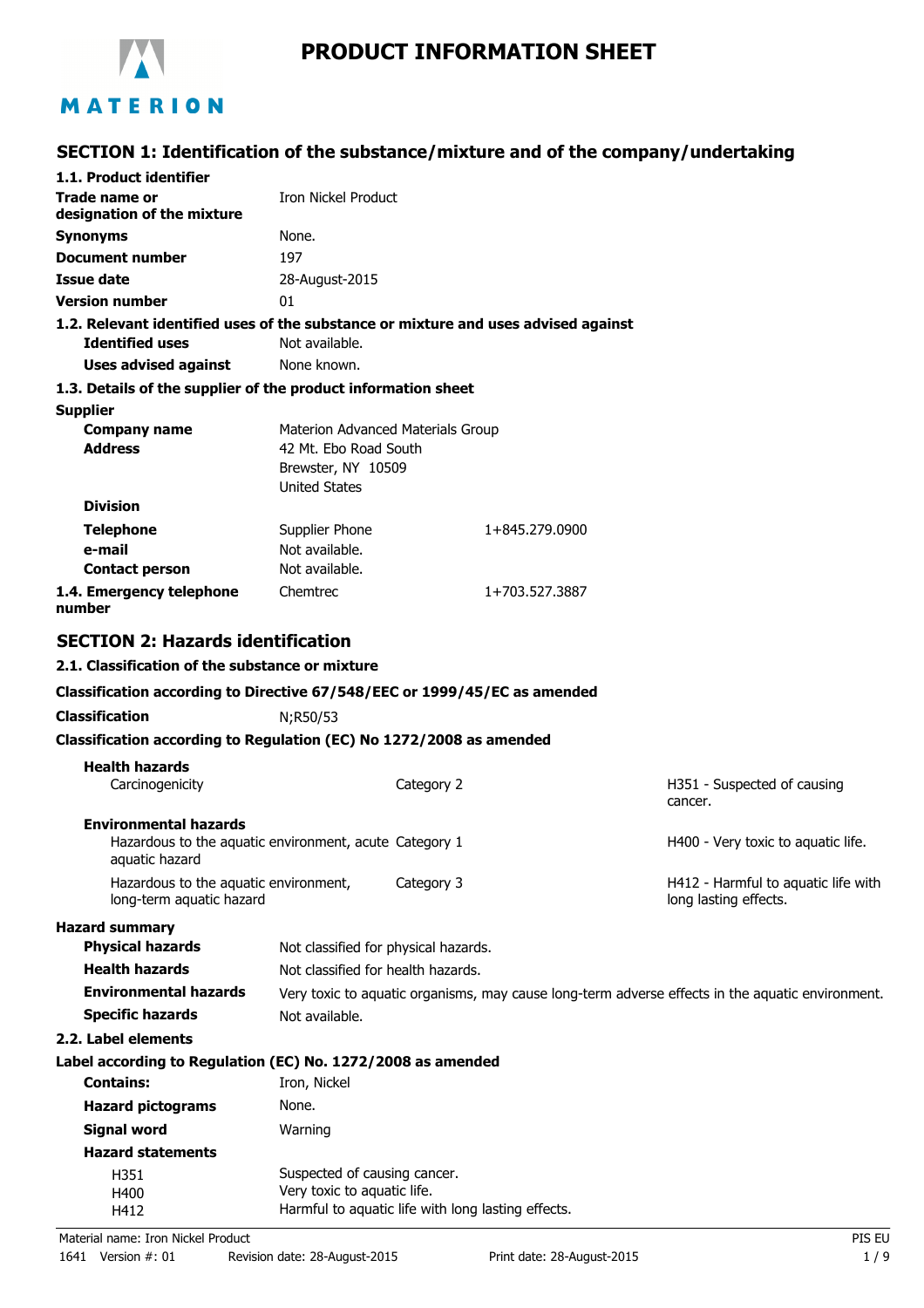# PRODUCT INFORMATION SHEET

## SECTION 1: Identification of the substance/mixture and of the company/undertaking

### 1.1. Product identifier

| | |
|---|---|
| **Trade name or designation of the mixture** | Iron Nickel Product |
| **Synonyms** | None. |
| **Document number** | 197 |
| **Issue date** | 28-August-2015 |
| **Version number** | 01 |

### 1.2. Relevant identified uses of the substance or mixture and uses advised against

| | |
|---|---|
| **Identified uses** | Not available. |
| **Uses advised against** | None known. |

### 1.3. Details of the supplier of the product information sheet

**Supplier**

| | | |
|---|---|---|
| **Company name** | Materion Advanced Materials Group | |
| **Address** | 42 Mt. Ebo Road South<br>Brewster, NY 10509<br>United States | |
| **Division** | | |
| **Telephone** | Supplier Phone | 1+845.279.0900 |
| **e-mail** | Not available. | |
| **Contact person** | Not available. | |
| **1.4. Emergency telephone number** | Chemtrec | 1+703.527.3887 |

## SECTION 2: Hazards identification

### 2.1. Classification of the substance or mixture

**Classification according to Directive 67/548/EEC or 1999/45/EC as amended**

**Classification** N;R50/53

**Classification according to Regulation (EC) No 1272/2008 as amended**

| | | |
|---|---|---|
| **Health hazards** | | |
| Carcinogenicity | Category 2 | H351 - Suspected of causing cancer. |
| **Environmental hazards** | | |
| Hazardous to the aquatic environment, acute aquatic hazard | Category 1 | H400 - Very toxic to aquatic life. |
| Hazardous to the aquatic environment, long-term aquatic hazard | Category 3 | H412 - Harmful to aquatic life with long lasting effects. |

**Hazard summary**

| | |
|---|---|
| **Physical hazards** | Not classified for physical hazards. |
| **Health hazards** | Not classified for health hazards. |
| **Environmental hazards** | Very toxic to aquatic organisms, may cause long-term adverse effects in the aquatic environment. |
| **Specific hazards** | Not available. |

### 2.2. Label elements

**Label according to Regulation (EC) No. 1272/2008 as amended**

| | |
|---|---|
| **Contains:** | Iron, Nickel |
| **Hazard pictograms** | None. |
| **Signal word** | Warning |

**Hazard statements**

| | |
|---|---|
| H351 | Suspected of causing cancer. |
| H400 | Very toxic to aquatic life. |
| H412 | Harmful to aquatic life with long lasting effects. |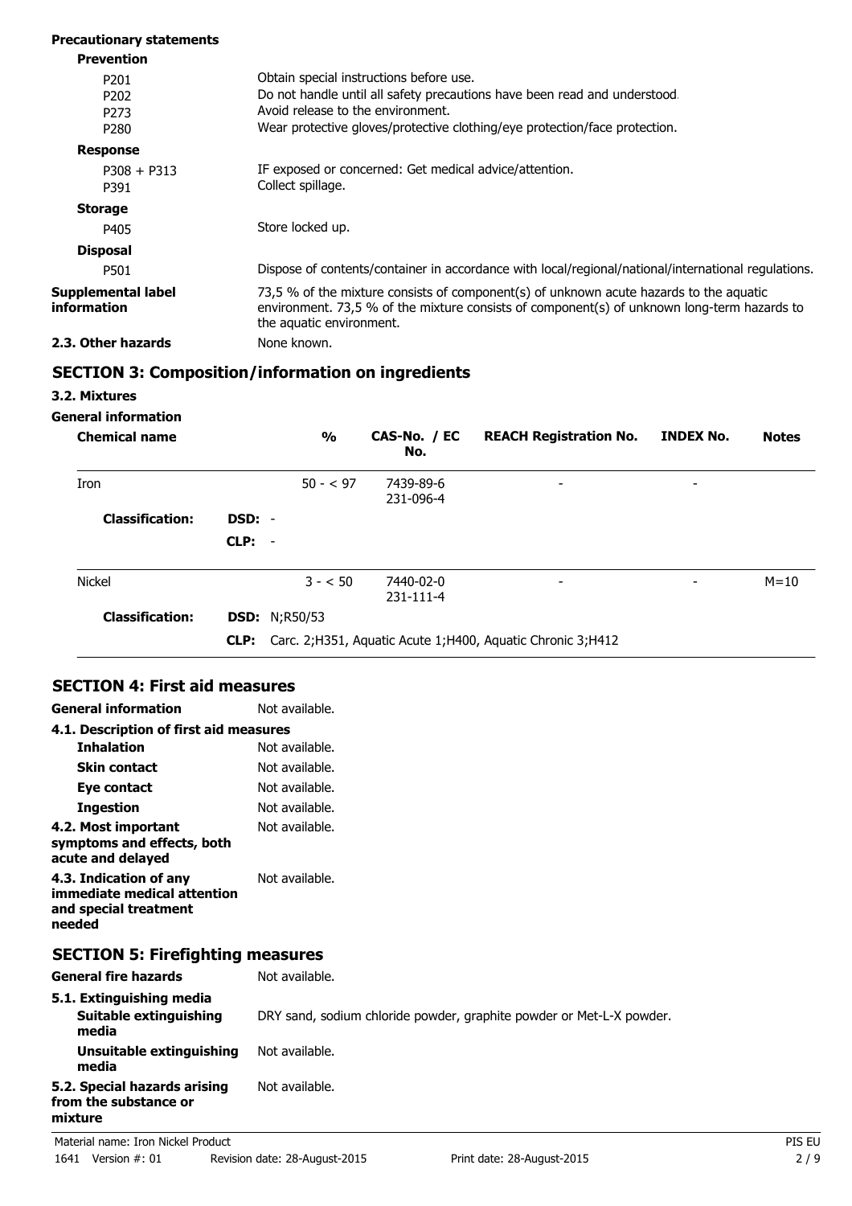**Precautionary statements**

**Prevention**

| | |
|---|---|
| P201 | Obtain special instructions before use. |
| P202 | Do not handle until all safety precautions have been read and understood. |
| P273 | Avoid release to the environment. |
| P280 | Wear protective gloves/protective clothing/eye protection/face protection. |

**Response**

| | |
|---|---|
| P308 + P313 | IF exposed or concerned: Get medical advice/attention. |
| P391 | Collect spillage. |

**Storage**

| | |
|---|---|
| P405 | Store locked up. |

**Disposal**

| | |
|---|---|
| P501 | Dispose of contents/container in accordance with local/regional/national/international regulations. |

**Supplemental label information** 73,5 % of the mixture consists of component(s) of unknown acute hazards to the aquatic environment. 73,5 % of the mixture consists of component(s) of unknown long-term hazards to the aquatic environment.

**2.3. Other hazards** None known.

## SECTION 3: Composition/information on ingredients

### 3.2. Mixtures

**General information**

| Chemical name | | % | CAS-No. / EC No. | REACH Registration No. | INDEX No. | Notes |
|---|---|---|---|---|---|---|
| Iron | | 50 - < 97 | 7439-89-6 231-096-4 | - | - | |
| **Classification:** | **DSD:** - | | | | | |
| | **CLP:** - | | | | | |
| Nickel | | 3 - < 50 | 7440-02-0 231-111-4 | - | - | M=10 |
| **Classification:** | **DSD:** N;R50/53 | | | | | |
| | **CLP:** Carc. 2;H351, Aquatic Acute 1;H400, Aquatic Chronic 3;H412 | | | | | |

## SECTION 4: First aid measures

**General information** Not available.

**4.1. Description of first aid measures**

**Inhalation** Not available.

**Skin contact** Not available.

**Eye contact** Not available.

**Ingestion** Not available.

**4.2. Most important symptoms and effects, both acute and delayed** Not available.

**4.3. Indication of any immediate medical attention and special treatment needed** Not available.

## SECTION 5: Firefighting measures

**General fire hazards** Not available.

**5.1. Extinguishing media**

**Suitable extinguishing media** DRY sand, sodium chloride powder, graphite powder or Met-L-X powder.

**Unsuitable extinguishing media** Not available.

**5.2. Special hazards arising from the substance or mixture** Not available.

Material name: Iron Nickel Product PIS EU

1641 Version #: 01 Revision date: 28-August-2015 Print date: 28-August-2015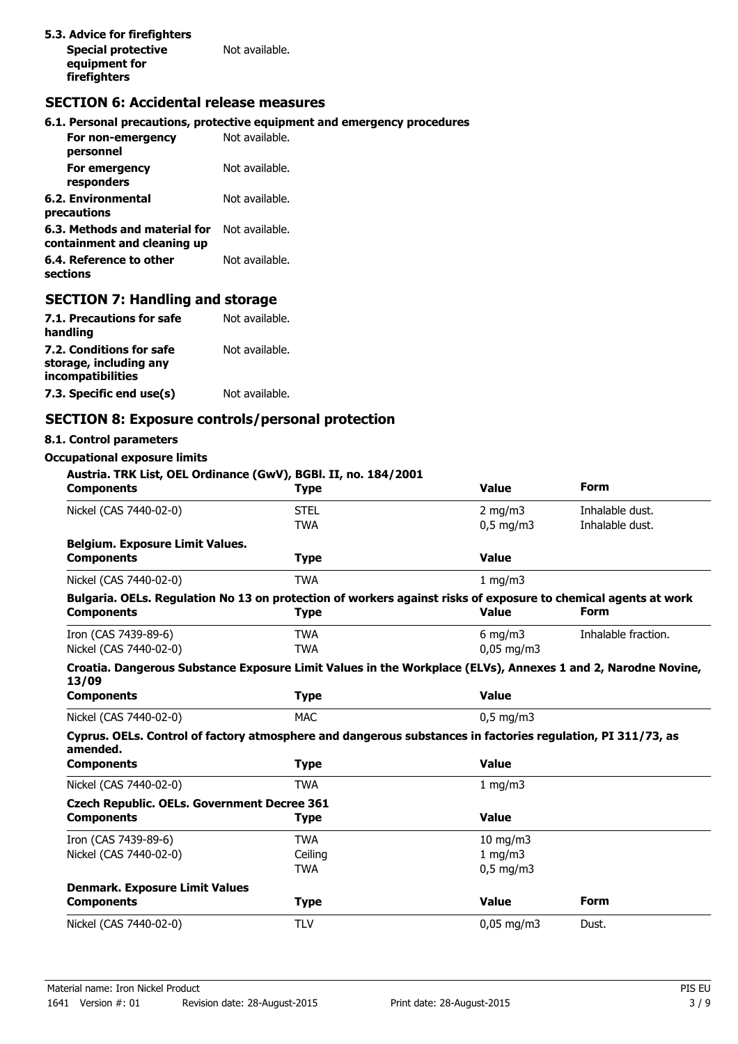### 5.3. Advice for firefighters

**Special protective equipment for firefighters** Not available.

## SECTION 6: Accidental release measures

### 6.1. Personal precautions, protective equipment and emergency procedures

**For non-emergency personnel** Not available.

**For emergency responders** Not available.

**6.2. Environmental precautions** Not available.

**6.3. Methods and material for containment and cleaning up** Not available.

**6.4. Reference to other sections** Not available.

## SECTION 7: Handling and storage

**7.1. Precautions for safe handling** Not available.

**7.2. Conditions for safe storage, including any incompatibilities** Not available.

**7.3. Specific end use(s)** Not available.

## SECTION 8: Exposure controls/personal protection

### 8.1. Control parameters

**Occupational exposure limits**

**Austria. TRK List, OEL Ordinance (GwV), BGBl. II, no. 184/2001**

| Components | Type | Value | Form |
|---|---|---|---|
| Nickel (CAS 7440-02-0) | STEL | 2 mg/m3 | Inhalable dust. |
| | TWA | 0,5 mg/m3 | Inhalable dust. |

**Belgium. Exposure Limit Values.**

| Components | Type | Value |
|---|---|---|
| Nickel (CAS 7440-02-0) | TWA | 1 mg/m3 |

**Bulgaria. OELs. Regulation No 13 on protection of workers against risks of exposure to chemical agents at work**

| Components | Type | Value | Form |
|---|---|---|---|
| Iron (CAS 7439-89-6) | TWA | 6 mg/m3 | Inhalable fraction. |
| Nickel (CAS 7440-02-0) | TWA | 0,05 mg/m3 | |

**Croatia. Dangerous Substance Exposure Limit Values in the Workplace (ELVs), Annexes 1 and 2, Narodne Novine, 13/09**

| Components | Type | Value |
|---|---|---|
| Nickel (CAS 7440-02-0) | MAC | 0,5 mg/m3 |

**Cyprus. OELs. Control of factory atmosphere and dangerous substances in factories regulation, PI 311/73, as amended.**

| Components | Type | Value |
|---|---|---|
| Nickel (CAS 7440-02-0) | TWA | 1 mg/m3 |

**Czech Republic. OELs. Government Decree 361**

| Components | Type | Value |
|---|---|---|
| Iron (CAS 7439-89-6) | TWA | 10 mg/m3 |
| Nickel (CAS 7440-02-0) | Ceiling | 1 mg/m3 |
| | TWA | 0,5 mg/m3 |

**Denmark. Exposure Limit Values**

| Components | Type | Value | Form |
|---|---|---|---|
| Nickel (CAS 7440-02-0) | TLV | 0,05 mg/m3 | Dust. |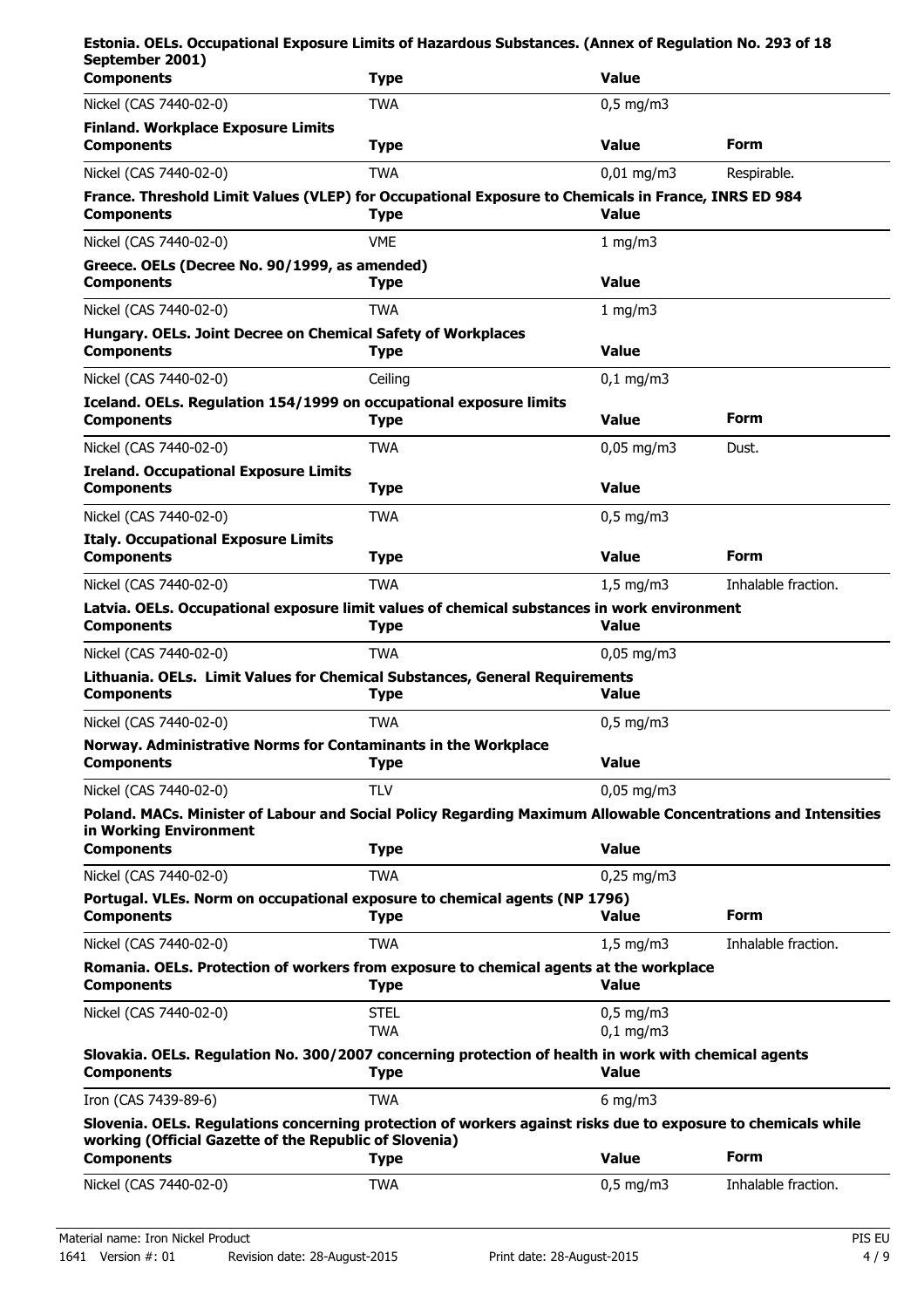**Estonia. OELs. Occupational Exposure Limits of Hazardous Substances. (Annex of Regulation No. 293 of 18 September 2001)**

| Components | Type | Value |
|---|---|---|
| Nickel (CAS 7440-02-0) | TWA | 0,5 mg/m3 |

**Finland. Workplace Exposure Limits**

| Components | Type | Value | Form |
|---|---|---|---|
| Nickel (CAS 7440-02-0) | TWA | 0,01 mg/m3 | Respirable. |

**France. Threshold Limit Values (VLEP) for Occupational Exposure to Chemicals in France, INRS ED 984**

| Components | Type | Value |
|---|---|---|
| Nickel (CAS 7440-02-0) | VME | 1 mg/m3 |

**Greece. OELs (Decree No. 90/1999, as amended)**

| Components | Type | Value |
|---|---|---|
| Nickel (CAS 7440-02-0) | TWA | 1 mg/m3 |

**Hungary. OELs. Joint Decree on Chemical Safety of Workplaces**

| Components | Type | Value |
|---|---|---|
| Nickel (CAS 7440-02-0) | Ceiling | 0,1 mg/m3 |

**Iceland. OELs. Regulation 154/1999 on occupational exposure limits**

| Components | Type | Value | Form |
|---|---|---|---|
| Nickel (CAS 7440-02-0) | TWA | 0,05 mg/m3 | Dust. |

**Ireland. Occupational Exposure Limits**

| Components | Type | Value |
|---|---|---|
| Nickel (CAS 7440-02-0) | TWA | 0,5 mg/m3 |

**Italy. Occupational Exposure Limits**

| Components | Type | Value | Form |
|---|---|---|---|
| Nickel (CAS 7440-02-0) | TWA | 1,5 mg/m3 | Inhalable fraction. |

**Latvia. OELs. Occupational exposure limit values of chemical substances in work environment**

| Components | Type | Value |
|---|---|---|
| Nickel (CAS 7440-02-0) | TWA | 0,05 mg/m3 |

**Lithuania. OELs. Limit Values for Chemical Substances, General Requirements**

| Components | Type | Value |
|---|---|---|
| Nickel (CAS 7440-02-0) | TWA | 0,5 mg/m3 |

**Norway. Administrative Norms for Contaminants in the Workplace**

| Components | Type | Value |
|---|---|---|
| Nickel (CAS 7440-02-0) | TLV | 0,05 mg/m3 |

**Poland. MACs. Minister of Labour and Social Policy Regarding Maximum Allowable Concentrations and Intensities in Working Environment**

| Components | Type | Value |
|---|---|---|
| Nickel (CAS 7440-02-0) | TWA | 0,25 mg/m3 |

**Portugal. VLEs. Norm on occupational exposure to chemical agents (NP 1796)**

| Components | Type | Value | Form |
|---|---|---|---|
| Nickel (CAS 7440-02-0) | TWA | 1,5 mg/m3 | Inhalable fraction. |

**Romania. OELs. Protection of workers from exposure to chemical agents at the workplace**

| Components | Type | Value |
|---|---|---|
| Nickel (CAS 7440-02-0) | STEL | 0,5 mg/m3 |
| | TWA | 0,1 mg/m3 |

**Slovakia. OELs. Regulation No. 300/2007 concerning protection of health in work with chemical agents**

| Components | Type | Value |
|---|---|---|
| Iron (CAS 7439-89-6) | TWA | 6 mg/m3 |

**Slovenia. OELs. Regulations concerning protection of workers against risks due to exposure to chemicals while working (Official Gazette of the Republic of Slovenia)**

| Components | Type | Value | Form |
|---|---|---|---|
| Nickel (CAS 7440-02-0) | TWA | 0,5 mg/m3 | Inhalable fraction. |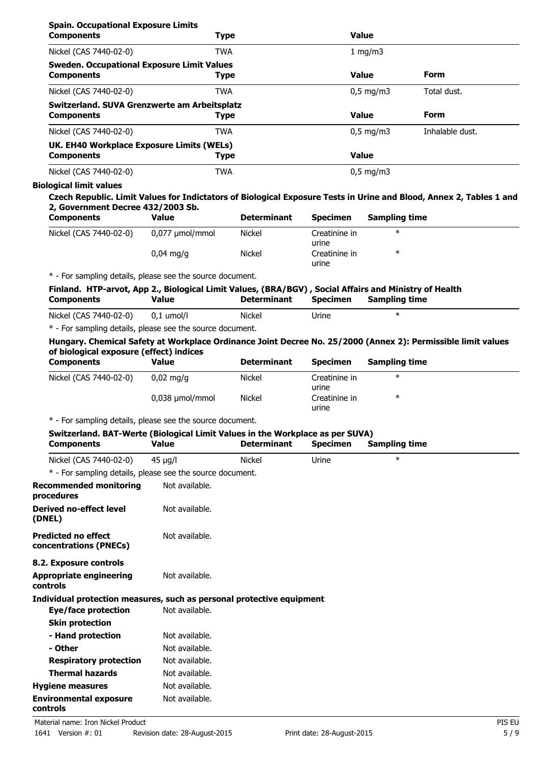**Spain. Occupational Exposure Limits**

| Components | Type | Value |
|---|---|---|
| Nickel (CAS 7440-02-0) | TWA | 1 mg/m3 |

**Sweden. Occupational Exposure Limit Values**

| Components | Type | Value | Form |
|---|---|---|---|
| Nickel (CAS 7440-02-0) | TWA | 0,5 mg/m3 | Total dust. |

**Switzerland. SUVA Grenzwerte am Arbeitsplatz**

| Components | Type | Value | Form |
|---|---|---|---|
| Nickel (CAS 7440-02-0) | TWA | 0,5 mg/m3 | Inhalable dust. |

**UK. EH40 Workplace Exposure Limits (WELs)**

| Components | Type | Value |
|---|---|---|
| Nickel (CAS 7440-02-0) | TWA | 0,5 mg/m3 |

**Biological limit values**

**Czech Republic. Limit Values for Indictators of Biological Exposure Tests in Urine and Blood, Annex 2, Tables 1 and 2, Government Decree 432/2003 Sb.**

| Components | Value | Determinant | Specimen | Sampling time |
|---|---|---|---|---|
| Nickel (CAS 7440-02-0) | 0,077 µmol/mmol | Nickel | Creatinine in urine | * |
| | 0,04 mg/g | Nickel | Creatinine in urine | * |

\* - For sampling details, please see the source document.

**Finland. HTP-arvot, App 2., Biological Limit Values, (BRA/BGV) , Social Affairs and Ministry of Health**

| Components | Value | Determinant | Specimen | Sampling time |
|---|---|---|---|---|
| Nickel (CAS 7440-02-0) | 0,1 umol/l | Nickel | Urine | * |

\* - For sampling details, please see the source document.

**Hungary. Chemical Safety at Workplace Ordinance Joint Decree No. 25/2000 (Annex 2): Permissible limit values of biological exposure (effect) indices**

| Components | Value | Determinant | Specimen | Sampling time |
|---|---|---|---|---|
| Nickel (CAS 7440-02-0) | 0,02 mg/g | Nickel | Creatinine in urine | * |
| | 0,038 µmol/mmol | Nickel | Creatinine in urine | * |

\* - For sampling details, please see the source document.

**Switzerland. BAT-Werte (Biological Limit Values in the Workplace as per SUVA)**

| Components | Value | Determinant | Specimen | Sampling time |
|---|---|---|---|---|
| Nickel (CAS 7440-02-0) | 45 µg/l | Nickel | Urine | * |

\* - For sampling details, please see the source document.

**Recommended monitoring procedures** Not available.

**Derived no-effect level (DNEL)** Not available.

**Predicted no effect concentrations (PNECs)** Not available.

**8.2. Exposure controls**

**Appropriate engineering controls** Not available.

**Individual protection measures, such as personal protective equipment**

**Eye/face protection** Not available.

**Skin protection**

- **Hand protection** Not available.
- **Other** Not available.

**Respiratory protection** Not available.

**Thermal hazards** Not available.

**Hygiene measures** Not available.

**Environmental exposure controls** Not available.

Material name: Iron Nickel Product
1641 Version #: 01 Revision date: 28-August-2015 Print date: 28-August-2015 PIS EU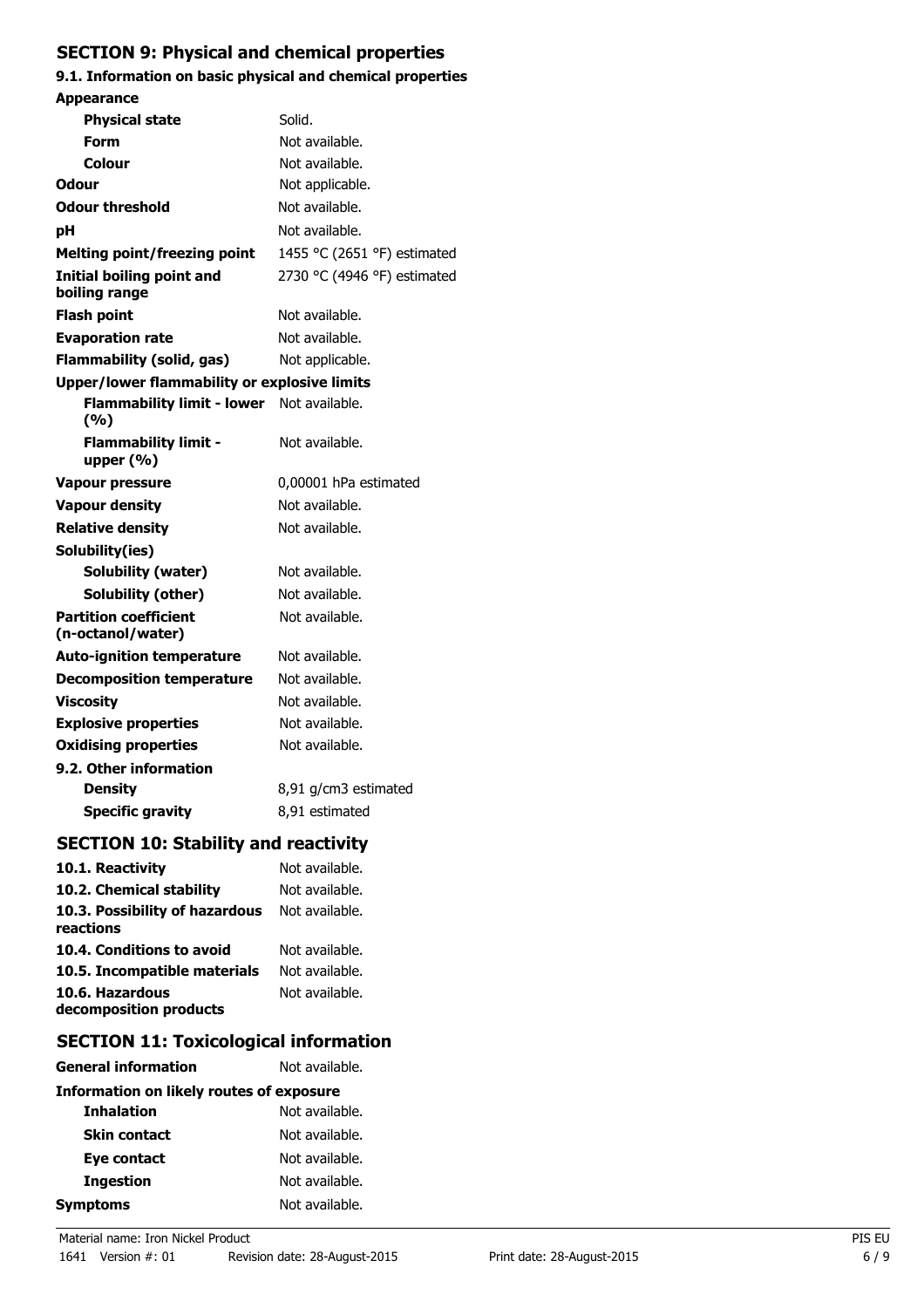## SECTION 9: Physical and chemical properties

### 9.1. Information on basic physical and chemical properties

| | |
|---|---|
| **Appearance** | |
| **Physical state** | Solid. |
| **Form** | Not available. |
| **Colour** | Not available. |
| **Odour** | Not applicable. |
| **Odour threshold** | Not available. |
| **pH** | Not available. |
| **Melting point/freezing point** | 1455 °C (2651 °F) estimated |
| **Initial boiling point and boiling range** | 2730 °C (4946 °F) estimated |
| **Flash point** | Not available. |
| **Evaporation rate** | Not available. |
| **Flammability (solid, gas)** | Not applicable. |
| **Upper/lower flammability or explosive limits** | |
| **Flammability limit - lower (%)** | Not available. |
| **Flammability limit - upper (%)** | Not available. |
| **Vapour pressure** | 0,00001 hPa estimated |
| **Vapour density** | Not available. |
| **Relative density** | Not available. |
| **Solubility(ies)** | |
| **Solubility (water)** | Not available. |
| **Solubility (other)** | Not available. |
| **Partition coefficient (n-octanol/water)** | Not available. |
| **Auto-ignition temperature** | Not available. |
| **Decomposition temperature** | Not available. |
| **Viscosity** | Not available. |
| **Explosive properties** | Not available. |
| **Oxidising properties** | Not available. |
| **9.2. Other information** | |
| **Density** | 8,91 g/cm3 estimated |
| **Specific gravity** | 8,91 estimated |

## SECTION 10: Stability and reactivity

| | |
|---|---|
| **10.1. Reactivity** | Not available. |
| **10.2. Chemical stability** | Not available. |
| **10.3. Possibility of hazardous reactions** | Not available. |
| **10.4. Conditions to avoid** | Not available. |
| **10.5. Incompatible materials** | Not available. |
| **10.6. Hazardous decomposition products** | Not available. |

## SECTION 11: Toxicological information

| | |
|---|---|
| **General information** | Not available. |
| **Information on likely routes of exposure** | |
| **Inhalation** | Not available. |
| **Skin contact** | Not available. |
| **Eye contact** | Not available. |
| **Ingestion** | Not available. |
| **Symptoms** | Not available. |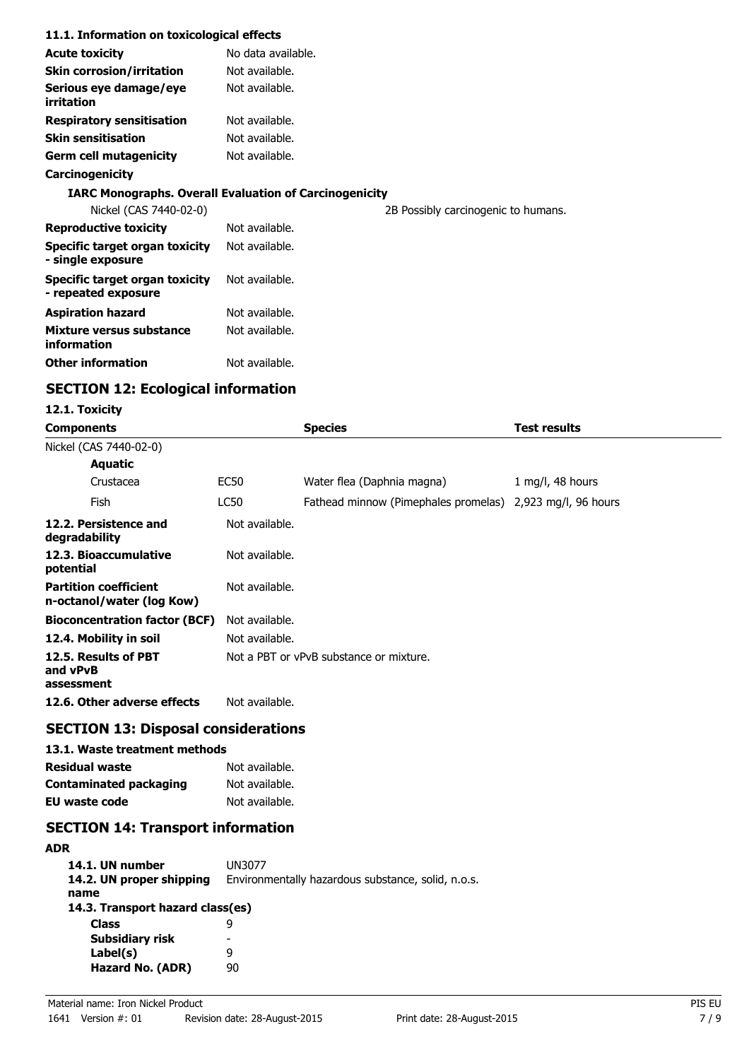### 11.1. Information on toxicological effects

| | |
|---|---|
| **Acute toxicity** | No data available. |
| **Skin corrosion/irritation** | Not available. |
| **Serious eye damage/eye irritation** | Not available. |
| **Respiratory sensitisation** | Not available. |
| **Skin sensitisation** | Not available. |
| **Germ cell mutagenicity** | Not available. |

**Carcinogenicity**

**IARC Monographs. Overall Evaluation of Carcinogenicity**

| | |
|---|---|
| Nickel (CAS 7440-02-0) | 2B Possibly carcinogenic to humans. |

| | |
|---|---|
| **Reproductive toxicity** | Not available. |
| **Specific target organ toxicity - single exposure** | Not available. |
| **Specific target organ toxicity - repeated exposure** | Not available. |
| **Aspiration hazard** | Not available. |
| **Mixture versus substance information** | Not available. |
| **Other information** | Not available. |

## SECTION 12: Ecological information

### 12.1. Toxicity

| Components | | Species | Test results |
|---|---|---|---|
| Nickel (CAS 7440-02-0) | | | |
| **Aquatic** | | | |
| Crustacea | EC50 | Water flea (Daphnia magna) | 1 mg/l, 48 hours |
| Fish | LC50 | Fathead minnow (Pimephales promelas) | 2,923 mg/l, 96 hours |

| | |
|---|---|
| **12.2. Persistence and degradability** | Not available. |
| **12.3. Bioaccumulative potential** | Not available. |
| **Partition coefficient n-octanol/water (log Kow)** | Not available. |
| **Bioconcentration factor (BCF)** | Not available. |
| **12.4. Mobility in soil** | Not available. |
| **12.5. Results of PBT and vPvB assessment** | Not a PBT or vPvB substance or mixture. |
| **12.6. Other adverse effects** | Not available. |

## SECTION 13: Disposal considerations

### 13.1. Waste treatment methods

| | |
|---|---|
| **Residual waste** | Not available. |
| **Contaminated packaging** | Not available. |
| **EU waste code** | Not available. |

## SECTION 14: Transport information

**ADR**

| | |
|---|---|
| **14.1. UN number** | UN3077 |
| **14.2. UN proper shipping name** | Environmentally hazardous substance, solid, n.o.s. |

**14.3. Transport hazard class(es)**

| | |
|---|---|
| **Class** | 9 |
| **Subsidiary risk** | - |
| **Label(s)** | 9 |
| **Hazard No. (ADR)** | 90 |

Material name: Iron Nickel Product

1641 Version #: 01 Revision date: 28-August-2015 Print date: 28-August-2015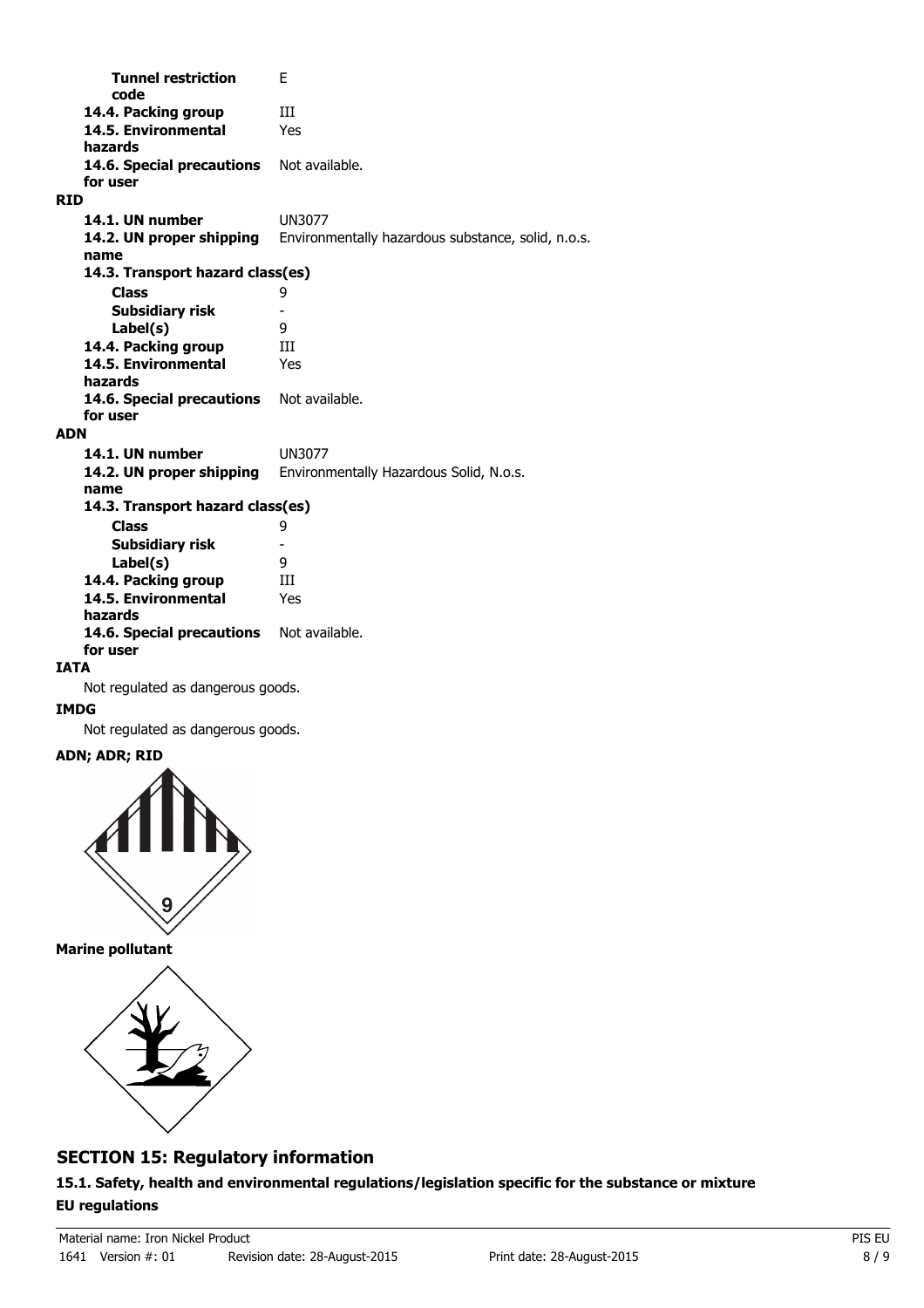| | |
|---|---|
| **Tunnel restriction code** | E |
| **14.4. Packing group** | III |
| **14.5. Environmental hazards** | Yes |
| **14.6. Special precautions for user** | Not available. |

**RID**

| | |
|---|---|
| **14.1. UN number** | UN3077 |
| **14.2. UN proper shipping name** | Environmentally hazardous substance, solid, n.o.s. |
| **14.3. Transport hazard class(es)** | |
| **Class** | 9 |
| **Subsidiary risk** | - |
| **Label(s)** | 9 |
| **14.4. Packing group** | III |
| **14.5. Environmental hazards** | Yes |
| **14.6. Special precautions for user** | Not available. |

**ADN**

| | |
|---|---|
| **14.1. UN number** | UN3077 |
| **14.2. UN proper shipping name** | Environmentally Hazardous Solid, N.o.s. |
| **14.3. Transport hazard class(es)** | |
| **Class** | 9 |
| **Subsidiary risk** | - |
| **Label(s)** | 9 |
| **14.4. Packing group** | III |
| **14.5. Environmental hazards** | Yes |
| **14.6. Special precautions for user** | Not available. |

**IATA**

Not regulated as dangerous goods.

**IMDG**

Not regulated as dangerous goods.

**ADN; ADR; RID**

**Marine pollutant**

## SECTION 15: Regulatory information

### 15.1. Safety, health and environmental regulations/legislation specific for the substance or mixture

**EU regulations**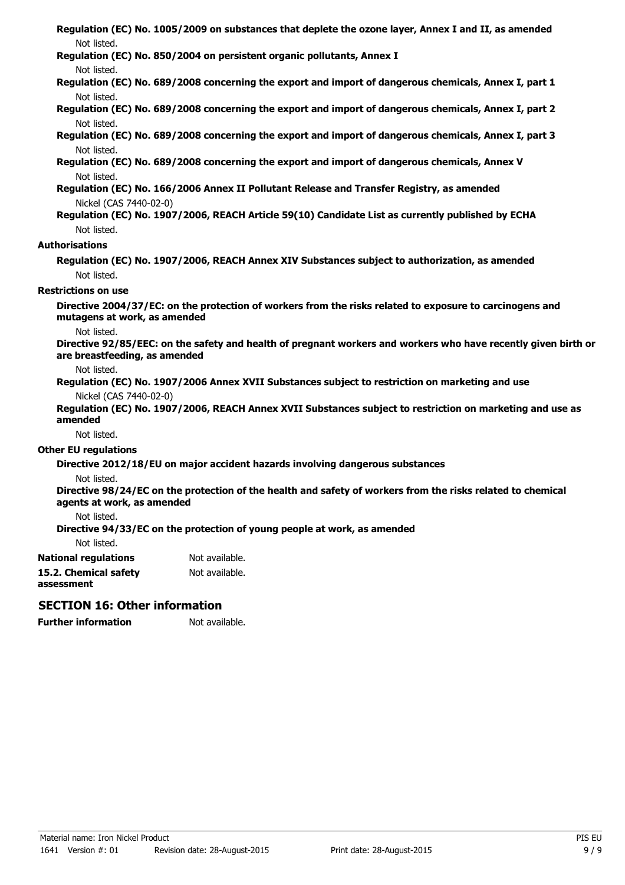**Regulation (EC) No. 1005/2009 on substances that deplete the ozone layer, Annex I and II, as amended**

Not listed.

**Regulation (EC) No. 850/2004 on persistent organic pollutants, Annex I**

Not listed.

**Regulation (EC) No. 689/2008 concerning the export and import of dangerous chemicals, Annex I, part 1**

Not listed.

**Regulation (EC) No. 689/2008 concerning the export and import of dangerous chemicals, Annex I, part 2**

Not listed.

**Regulation (EC) No. 689/2008 concerning the export and import of dangerous chemicals, Annex I, part 3**

Not listed.

**Regulation (EC) No. 689/2008 concerning the export and import of dangerous chemicals, Annex V**

Not listed.

**Regulation (EC) No. 166/2006 Annex II Pollutant Release and Transfer Registry, as amended**

Nickel (CAS 7440-02-0)

**Regulation (EC) No. 1907/2006, REACH Article 59(10) Candidate List as currently published by ECHA**

Not listed.

**Authorisations**

**Regulation (EC) No. 1907/2006, REACH Annex XIV Substances subject to authorization, as amended**

Not listed.

**Restrictions on use**

**Directive 2004/37/EC: on the protection of workers from the risks related to exposure to carcinogens and mutagens at work, as amended**

Not listed.

**Directive 92/85/EEC: on the safety and health of pregnant workers and workers who have recently given birth or are breastfeeding, as amended**

Not listed.

**Regulation (EC) No. 1907/2006 Annex XVII Substances subject to restriction on marketing and use**

Nickel (CAS 7440-02-0)

**Regulation (EC) No. 1907/2006, REACH Annex XVII Substances subject to restriction on marketing and use as amended**

Not listed.

**Other EU regulations**

**Directive 2012/18/EU on major accident hazards involving dangerous substances**

Not listed.

**Directive 98/24/EC on the protection of the health and safety of workers from the risks related to chemical agents at work, as amended**

Not listed.

**Directive 94/33/EC on the protection of young people at work, as amended**

Not listed.

**National regulations** Not available.

**15.2. Chemical safety assessment** Not available.

## SECTION 16: Other information

**Further information** Not available.